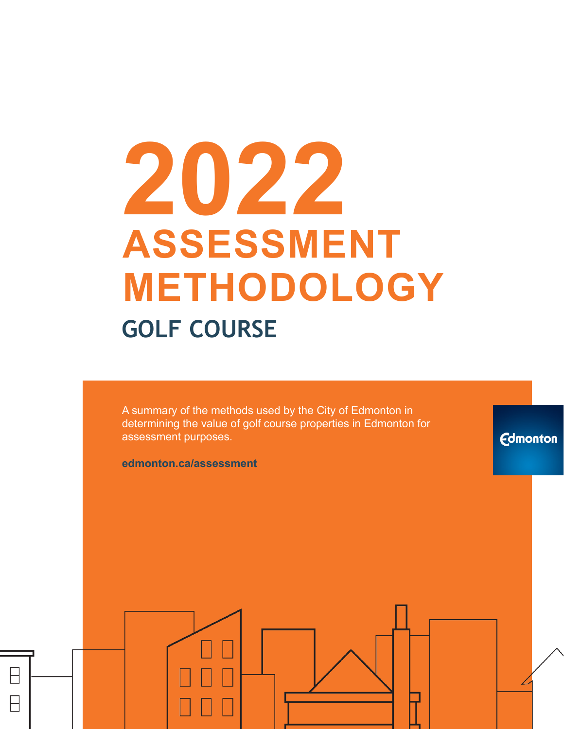# 2022 ASSESSMENT METHODOLOGY

## GOLF COURSE

A summary of the methods used by the City of Edmonton in determining the value of golf course properties in Edmonton for assessment purposes.

**edmonton.ca/assessment**

Edmonton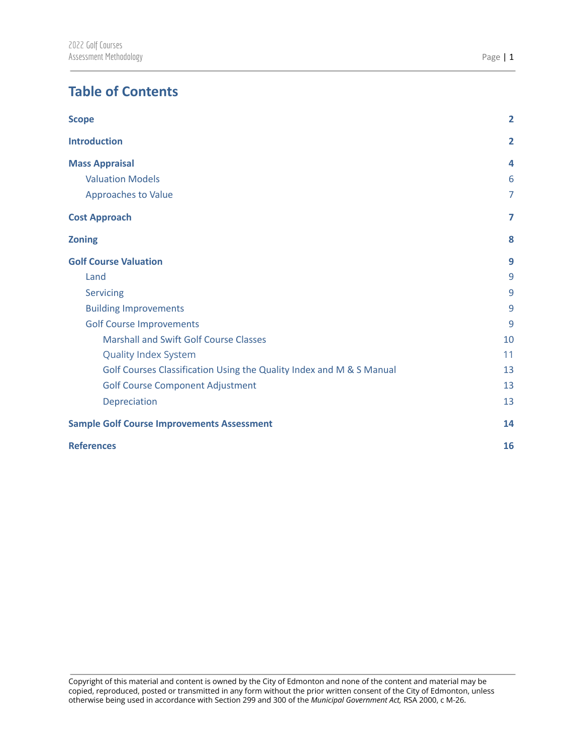# Table of Contents

**Scope** 2

**Introduction** 2

**Mass Appraisal** 4

- Valuation Models 6
- Approaches to Value 7

**Cost Approach** 7

**Zoning** 8

**Golf Course Valuation** 9

- Land 9
- Servicing 9
- Building Improvements 9
- Golf Course Improvements 9
  - Marshall and Swift Golf Course Classes 10
  - Quality Index System 11
  - Golf Courses Classification Using the Quality Index and M & S Manual 13
  - Golf Course Component Adjustment 13
  - Depreciation 13

**Sample Golf Course Improvements Assessment** 14

**References** 16

Copyright of this material and content is owned by the City of Edmonton and none of the content and material may be copied, reproduced, posted or transmitted in any form without the prior written consent of the City of Edmonton, unless otherwise being used in accordance with Section 299 and 300 of the *Municipal Government Act,* RSA 2000, c M-26.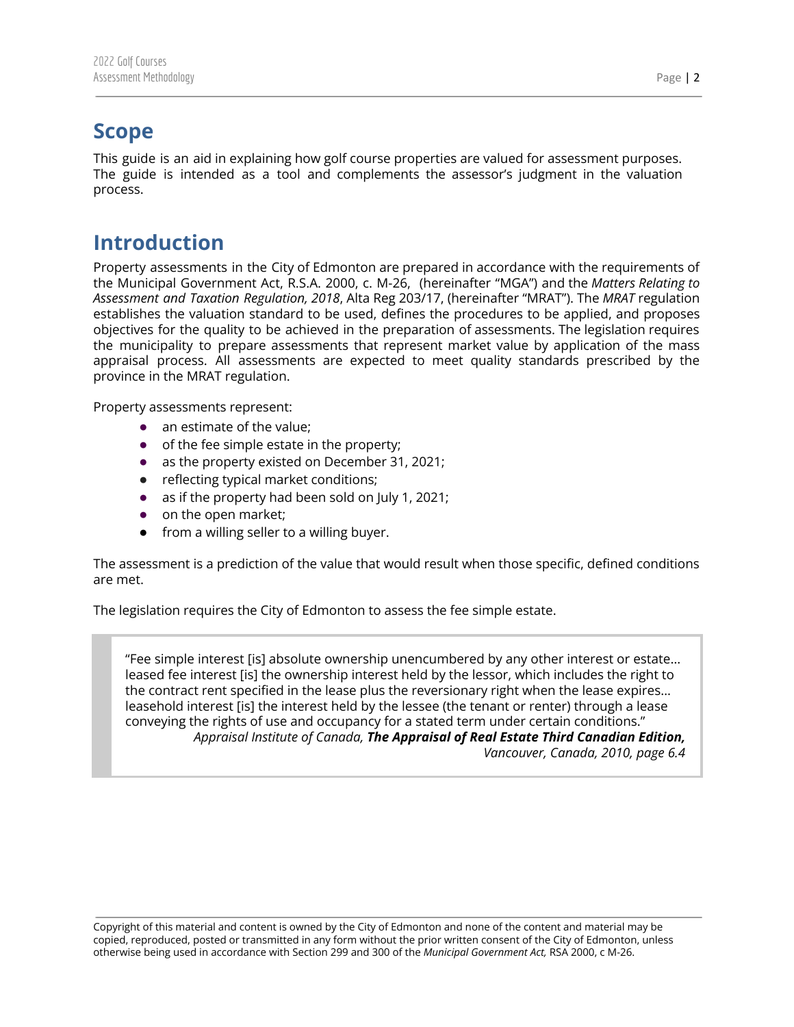## Scope

This guide is an aid in explaining how golf course properties are valued for assessment purposes. The guide is intended as a tool and complements the assessor's judgment in the valuation process.

## Introduction

Property assessments in the City of Edmonton are prepared in accordance with the requirements of the Municipal Government Act, R.S.A. 2000, c. M-26, (hereinafter "MGA") and the *Matters Relating to Assessment and Taxation Regulation, 2018*, Alta Reg 203/17, (hereinafter "MRAT"). The *MRAT* regulation establishes the valuation standard to be used, defines the procedures to be applied, and proposes objectives for the quality to be achieved in the preparation of assessments. The legislation requires the municipality to prepare assessments that represent market value by application of the mass appraisal process. All assessments are expected to meet quality standards prescribed by the province in the MRAT regulation.

Property assessments represent:

- an estimate of the value;
- of the fee simple estate in the property;
- as the property existed on December 31, 2021;
- reflecting typical market conditions;
- as if the property had been sold on July 1, 2021;
- on the open market;
- from a willing seller to a willing buyer.

The assessment is a prediction of the value that would result when those specific, defined conditions are met.

The legislation requires the City of Edmonton to assess the fee simple estate.

> "Fee simple interest [is] absolute ownership unencumbered by any other interest or estate… leased fee interest [is] the ownership interest held by the lessor, which includes the right to the contract rent specified in the lease plus the reversionary right when the lease expires… leasehold interest [is] the interest held by the lessee (the tenant or renter) through a lease conveying the rights of use and occupancy for a stated term under certain conditions."
>
> *Appraisal Institute of Canada, **The Appraisal of Real Estate Third Canadian Edition,** Vancouver, Canada, 2010, page 6.4*

Copyright of this material and content is owned by the City of Edmonton and none of the content and material may be copied, reproduced, posted or transmitted in any form without the prior written consent of the City of Edmonton, unless otherwise being used in accordance with Section 299 and 300 of the *Municipal Government Act,* RSA 2000, c M-26.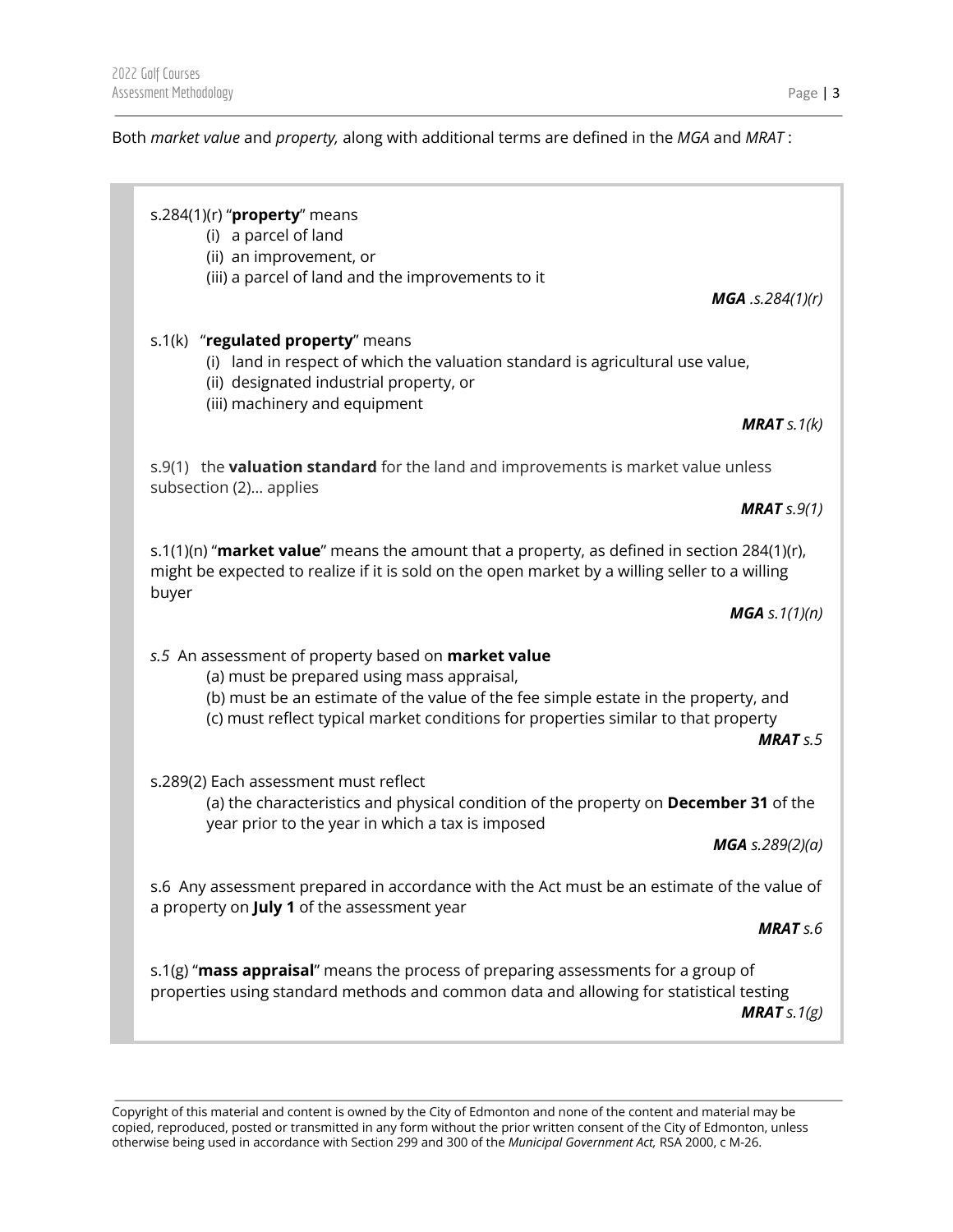Both *market value* and *property,* along with additional terms are defined in the *MGA* and *MRAT* :

s.284(1)(r) "**property**" means

(i) a parcel of land
(ii) an improvement, or
(iii) a parcel of land and the improvements to it

***MGA** .s.284(1)(r)*

s.1(k) "**regulated property**" means

(i) land in respect of which the valuation standard is agricultural use value,
(ii) designated industrial property, or
(iii) machinery and equipment

***MRAT** s.1(k)*

s.9(1) the **valuation standard** for the land and improvements is market value unless subsection (2)... applies

***MRAT** s.9(1)*

s.1(1)(n) "**market value**" means the amount that a property, as defined in section 284(1)(r), might be expected to realize if it is sold on the open market by a willing seller to a willing buyer

***MGA** s.1(1)(n)*

*s.5* An assessment of property based on **market value**

(a) must be prepared using mass appraisal,
(b) must be an estimate of the value of the fee simple estate in the property, and
(c) must reflect typical market conditions for properties similar to that property

***MRAT** s.5*

s.289(2) Each assessment must reflect

(a) the characteristics and physical condition of the property on **December 31** of the year prior to the year in which a tax is imposed

***MGA** s.289(2)(a)*

s.6 Any assessment prepared in accordance with the Act must be an estimate of the value of a property on **July 1** of the assessment year

***MRAT** s.6*

s.1(g) "**mass appraisal**" means the process of preparing assessments for a group of properties using standard methods and common data and allowing for statistical testing

***MRAT** s.1(g)*

Copyright of this material and content is owned by the City of Edmonton and none of the content and material may be copied, reproduced, posted or transmitted in any form without the prior written consent of the City of Edmonton, unless otherwise being used in accordance with Section 299 and 300 of the *Municipal Government Act,* RSA 2000, c M-26.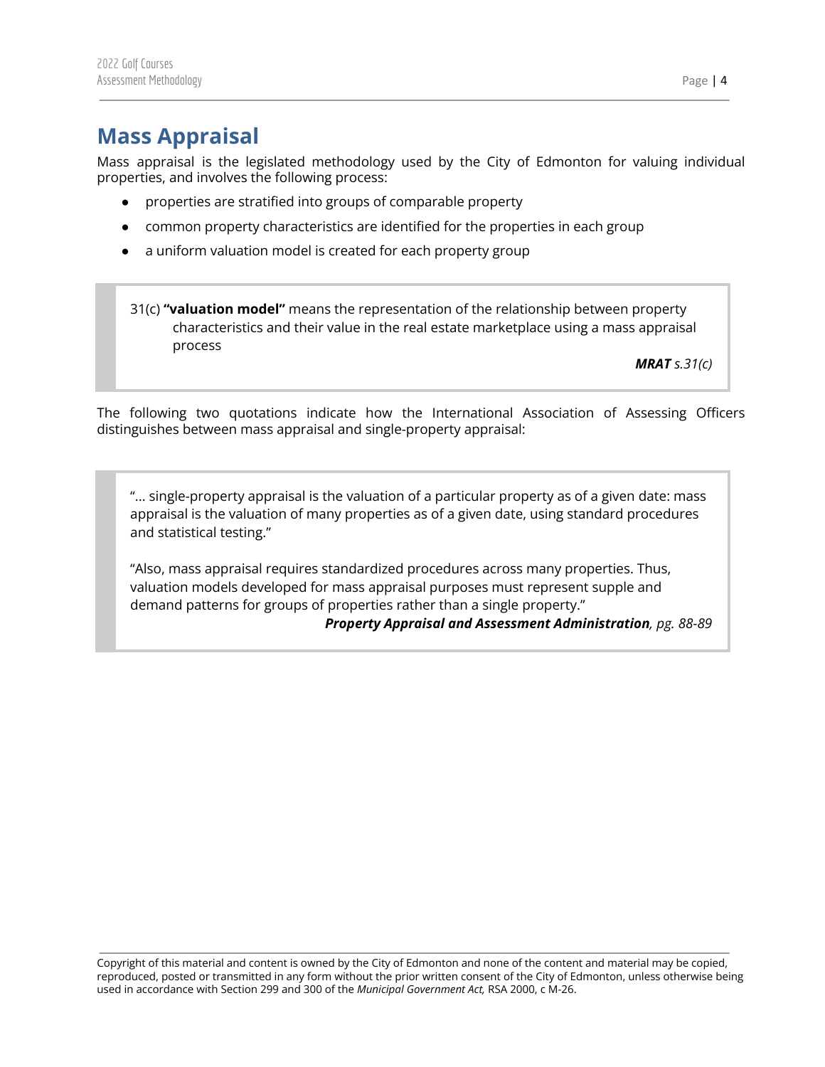# Mass Appraisal

Mass appraisal is the legislated methodology used by the City of Edmonton for valuing individual properties, and involves the following process:

- properties are stratified into groups of comparable property
- common property characteristics are identified for the properties in each group
- a uniform valuation model is created for each property group

> 31(c) **"valuation model"** means the representation of the relationship between property characteristics and their value in the real estate marketplace using a mass appraisal process
>
> ***MRAT** s.31(c)*

The following two quotations indicate how the International Association of Assessing Officers distinguishes between mass appraisal and single-property appraisal:

> "... single-property appraisal is the valuation of a particular property as of a given date: mass appraisal is the valuation of many properties as of a given date, using standard procedures and statistical testing."
>
> "Also, mass appraisal requires standardized procedures across many properties. Thus, valuation models developed for mass appraisal purposes must represent supple and demand patterns for groups of properties rather than a single property."
>
> ***Property Appraisal and Assessment Administration**, pg. 88-89*

Copyright of this material and content is owned by the City of Edmonton and none of the content and material may be copied, reproduced, posted or transmitted in any form without the prior written consent of the City of Edmonton, unless otherwise being used in accordance with Section 299 and 300 of the *Municipal Government Act,* RSA 2000, c M-26.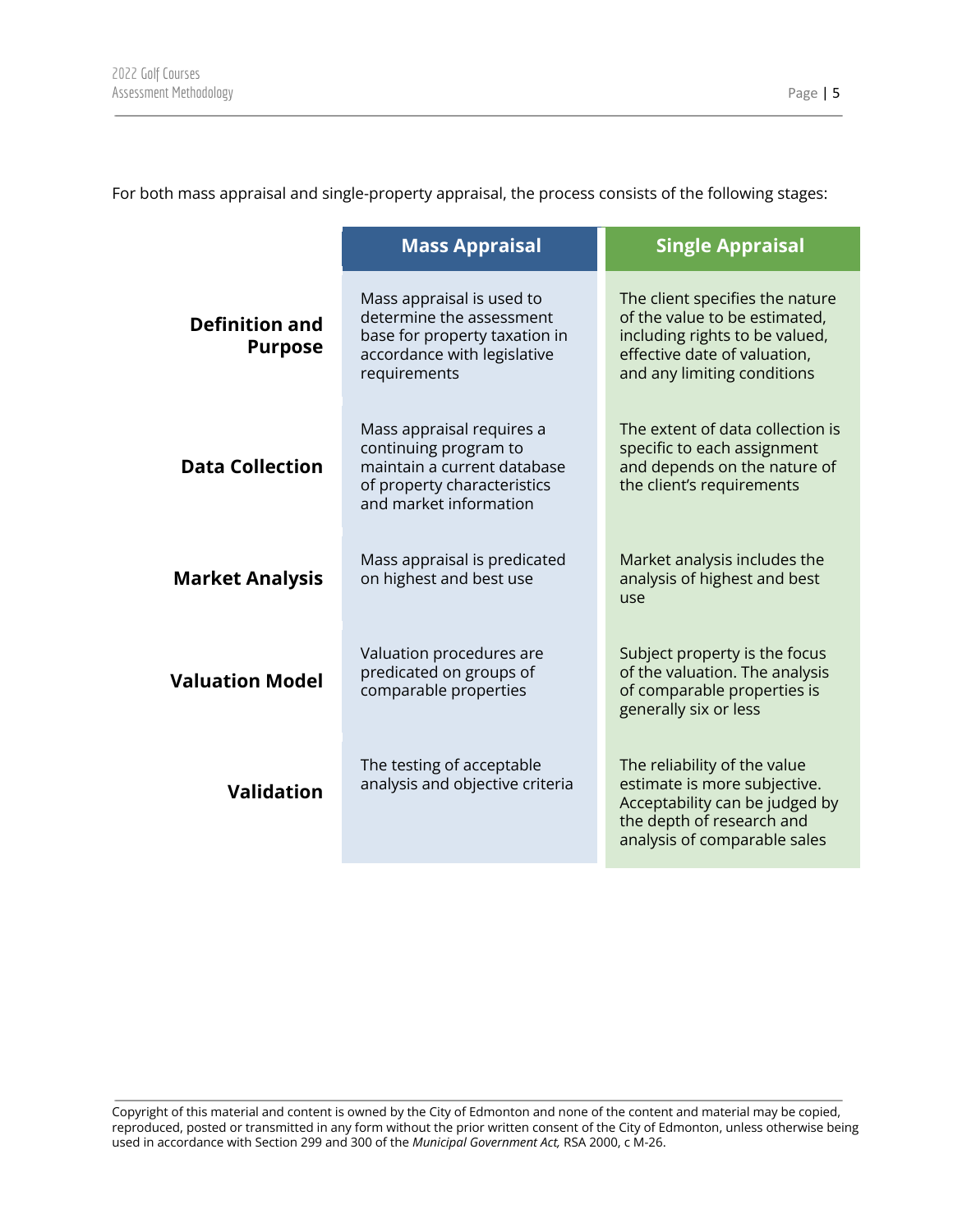For both mass appraisal and single-property appraisal, the process consists of the following stages:

| | Mass Appraisal | Single Appraisal |
|---|---|---|
| **Definition and Purpose** | Mass appraisal is used to determine the assessment base for property taxation in accordance with legislative requirements | The client specifies the nature of the value to be estimated, including rights to be valued, effective date of valuation, and any limiting conditions |
| **Data Collection** | Mass appraisal requires a continuing program to maintain a current database of property characteristics and market information | The extent of data collection is specific to each assignment and depends on the nature of the client's requirements |
| **Market Analysis** | Mass appraisal is predicated on highest and best use | Market analysis includes the analysis of highest and best use |
| **Valuation Model** | Valuation procedures are predicated on groups of comparable properties | Subject property is the focus of the valuation. The analysis of comparable properties is generally six or less |
| **Validation** | The testing of acceptable analysis and objective criteria | The reliability of the value estimate is more subjective. Acceptability can be judged by the depth of research and analysis of comparable sales |

Copyright of this material and content is owned by the City of Edmonton and none of the content and material may be copied, reproduced, posted or transmitted in any form without the prior written consent of the City of Edmonton, unless otherwise being used in accordance with Section 299 and 300 of the *Municipal Government Act,* RSA 2000, c M-26.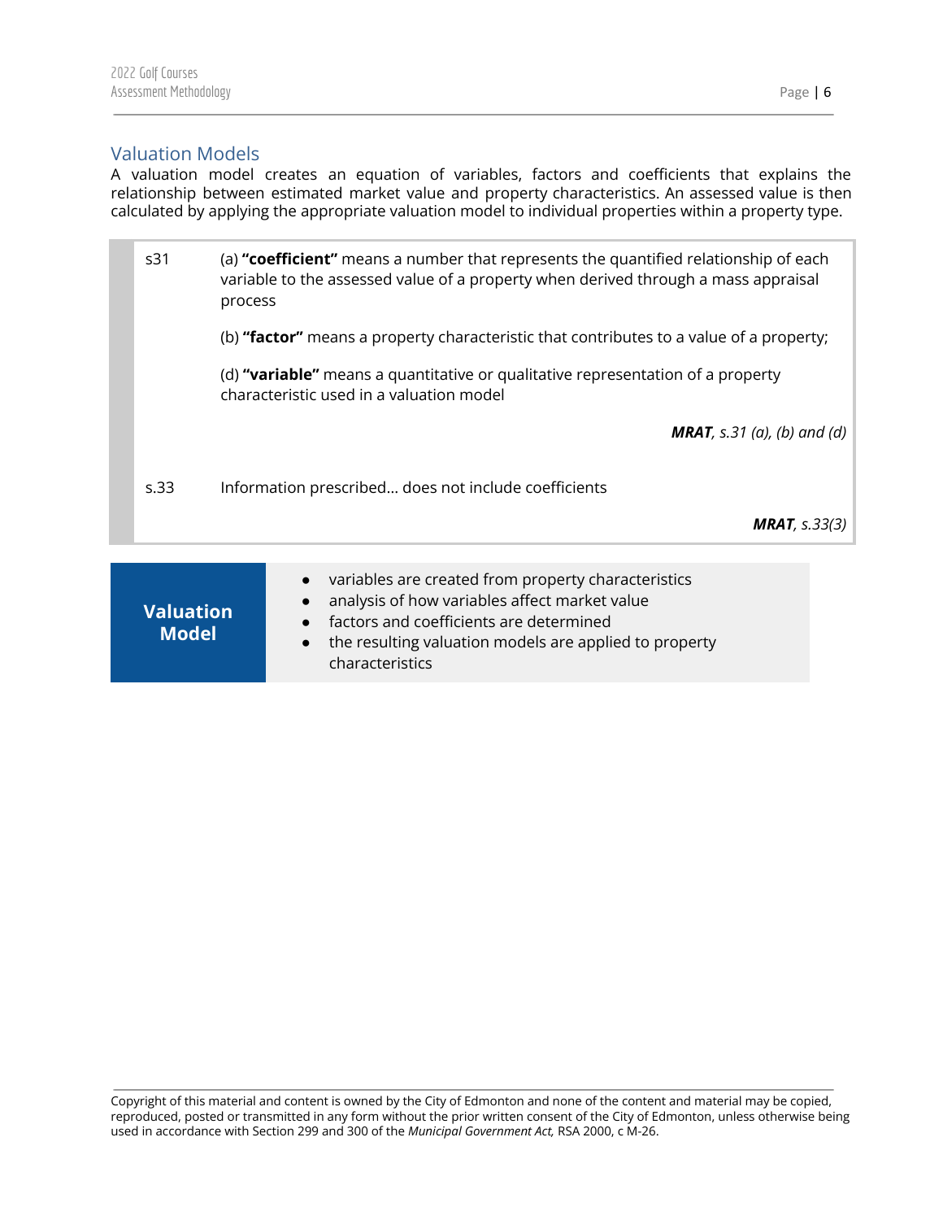## Valuation Models

A valuation model creates an equation of variables, factors and coefficients that explains the relationship between estimated market value and property characteristics. An assessed value is then calculated by applying the appropriate valuation model to individual properties within a property type.

| | |
|---|---|
| s31 | (a) **"coefficient"** means a number that represents the quantified relationship of each variable to the assessed value of a property when derived through a mass appraisal process<br><br>(b) **"factor"** means a property characteristic that contributes to a value of a property;<br><br>(d) **"variable"** means a quantitative or qualitative representation of a property characteristic used in a valuation model<br><br>***MRAT****, s.31 (a), (b) and (d)* |
| s.33 | Information prescribed... does not include coefficients<br><br>***MRAT****, s.33(3)* |

| | |
|---|---|
| **Valuation Model** | <ul><li>variables are created from property characteristics</li><li>analysis of how variables affect market value</li><li>factors and coefficients are determined</li><li>the resulting valuation models are applied to property characteristics</li></ul> |

Copyright of this material and content is owned by the City of Edmonton and none of the content and material may be copied, reproduced, posted or transmitted in any form without the prior written consent of the City of Edmonton, unless otherwise being used in accordance with Section 299 and 300 of the *Municipal Government Act,* RSA 2000, c M-26.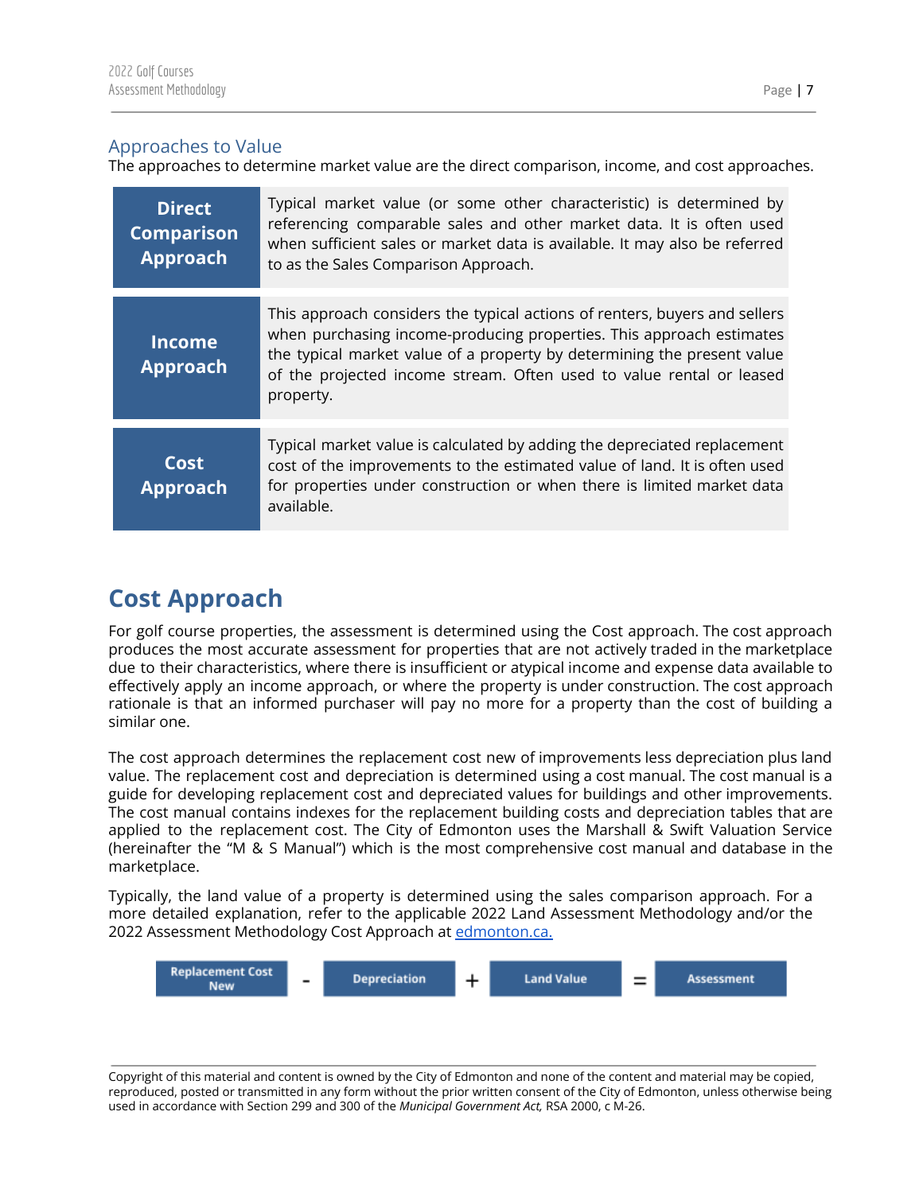## Approaches to Value

The approaches to determine market value are the direct comparison, income, and cost approaches.

| | |
|---|---|
| **Direct Comparison Approach** | Typical market value (or some other characteristic) is determined by referencing comparable sales and other market data. It is often used when sufficient sales or market data is available. It may also be referred to as the Sales Comparison Approach. |
| **Income Approach** | This approach considers the typical actions of renters, buyers and sellers when purchasing income-producing properties. This approach estimates the typical market value of a property by determining the present value of the projected income stream. Often used to value rental or leased property. |
| **Cost Approach** | Typical market value is calculated by adding the depreciated replacement cost of the improvements to the estimated value of land. It is often used for properties under construction or when there is limited market data available. |

# Cost Approach

For golf course properties, the assessment is determined using the Cost approach. The cost approach produces the most accurate assessment for properties that are not actively traded in the marketplace due to their characteristics, where there is insufficient or atypical income and expense data available to effectively apply an income approach, or where the property is under construction. The cost approach rationale is that an informed purchaser will pay no more for a property than the cost of building a similar one.

The cost approach determines the replacement cost new of improvements less depreciation plus land value. The replacement cost and depreciation is determined using a cost manual. The cost manual is a guide for developing replacement cost and depreciated values for buildings and other improvements. The cost manual contains indexes for the replacement building costs and depreciation tables that are applied to the replacement cost. The City of Edmonton uses the Marshall & Swift Valuation Service (hereinafter the "M & S Manual") which is the most comprehensive cost manual and database in the marketplace.

Typically, the land value of a property is determined using the sales comparison approach. For a more detailed explanation, refer to the applicable 2022 Land Assessment Methodology and/or the 2022 Assessment Methodology Cost Approach at [edmonton.ca.](edmonton.ca)

**Replacement Cost New** - **Depreciation** + **Land Value** = **Assessment**

Copyright of this material and content is owned by the City of Edmonton and none of the content and material may be copied, reproduced, posted or transmitted in any form without the prior written consent of the City of Edmonton, unless otherwise being used in accordance with Section 299 and 300 of the *Municipal Government Act,* RSA 2000, c M-26.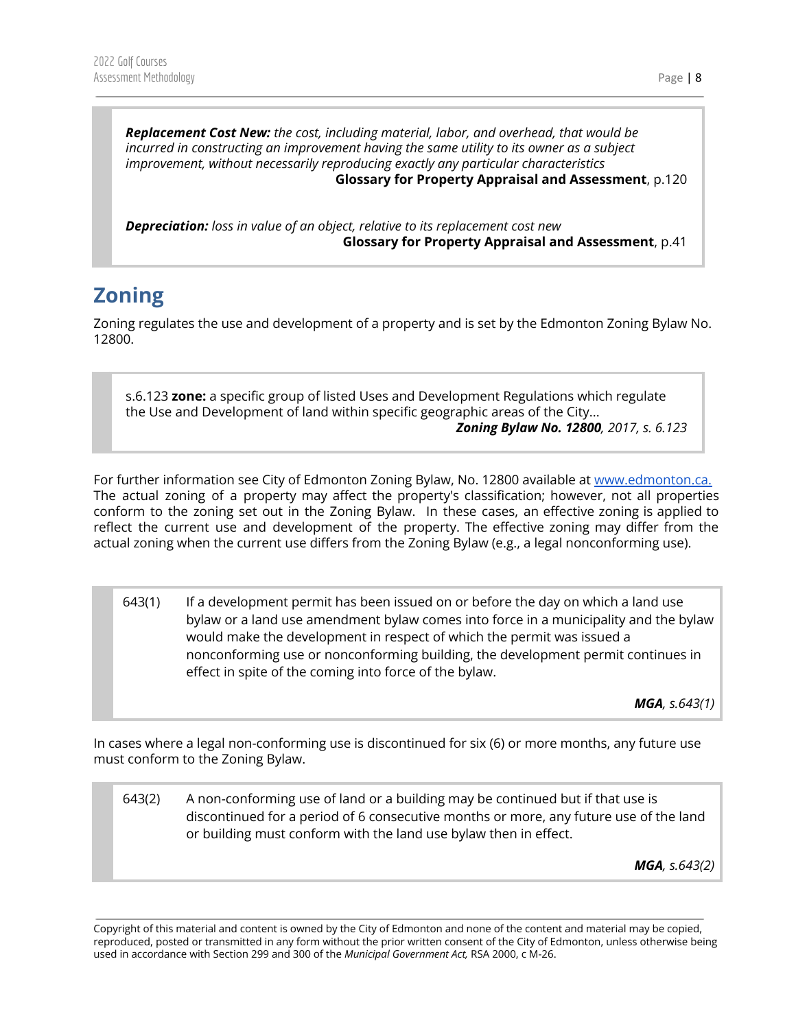> ***Replacement Cost New:*** *the cost, including material, labor, and overhead, that would be incurred in constructing an improvement having the same utility to its owner as a subject improvement, without necessarily reproducing exactly any particular characteristics*
>
> **Glossary for Property Appraisal and Assessment**, p.120
>
> ***Depreciation:*** *loss in value of an object, relative to its replacement cost new*
>
> **Glossary for Property Appraisal and Assessment**, p.41

## Zoning

Zoning regulates the use and development of a property and is set by the Edmonton Zoning Bylaw No. 12800.

> s.6.123 **zone:** a specific group of listed Uses and Development Regulations which regulate the Use and Development of land within specific geographic areas of the City...
>
> ***Zoning Bylaw No. 12800****, 2017, s. 6.123*

For further information see City of Edmonton Zoning Bylaw, No. 12800 available at www.edmonton.ca. The actual zoning of a property may affect the property's classification; however, not all properties conform to the zoning set out in the Zoning Bylaw. In these cases, an effective zoning is applied to reflect the current use and development of the property. The effective zoning may differ from the actual zoning when the current use differs from the Zoning Bylaw (e.g., a legal nonconforming use).

> 643(1) If a development permit has been issued on or before the day on which a land use bylaw or a land use amendment bylaw comes into force in a municipality and the bylaw would make the development in respect of which the permit was issued a nonconforming use or nonconforming building, the development permit continues in effect in spite of the coming into force of the bylaw.
>
> ***MA****, s.643(1)*

In cases where a legal non-conforming use is discontinued for six (6) or more months, any future use must conform to the Zoning Bylaw.

> 643(2) A non-conforming use of land or a building may be continued but if that use is discontinued for a period of 6 consecutive months or more, any future use of the land or building must conform with the land use bylaw then in effect.
>
> ***MGA****, s.643(2)*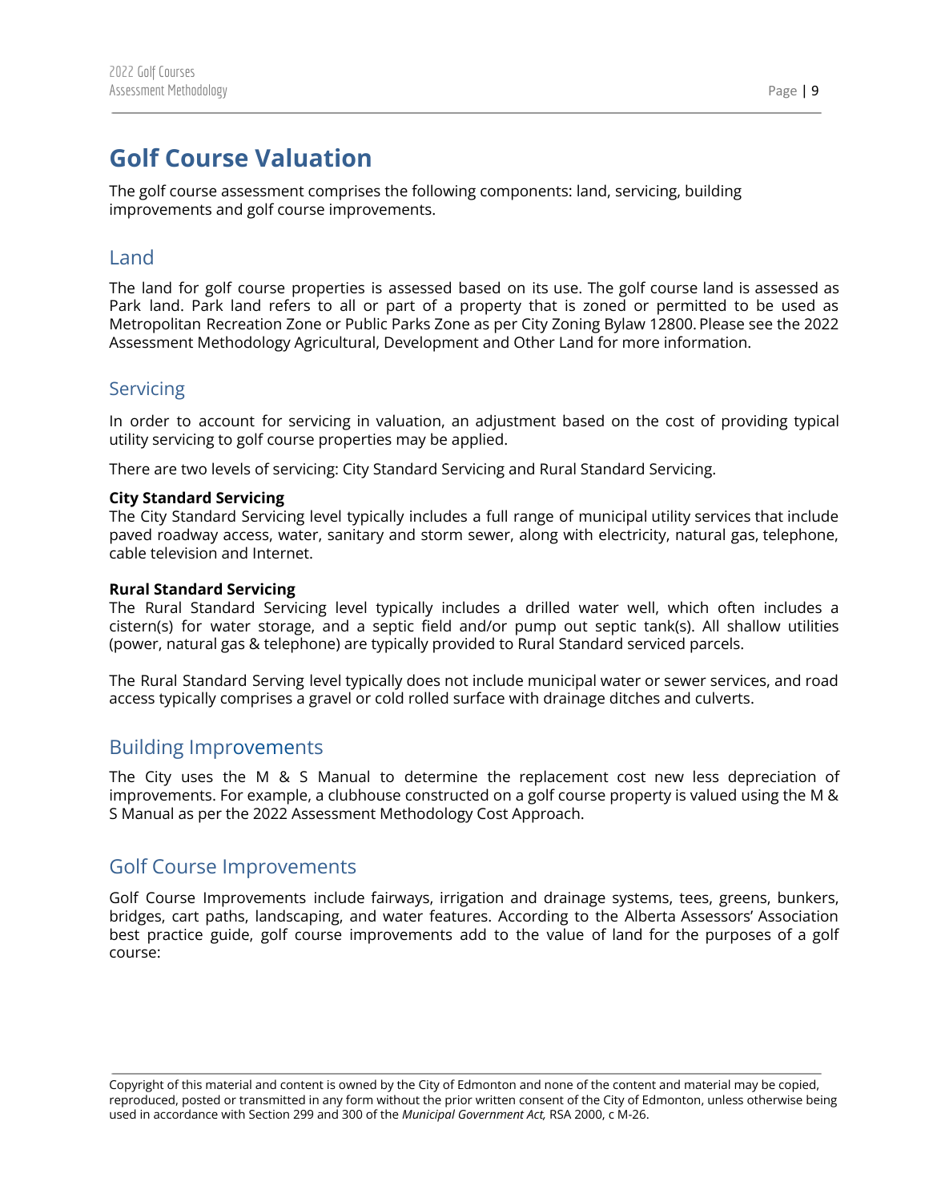# Golf Course Valuation

The golf course assessment comprises the following components: land, servicing, building improvements and golf course improvements.

## Land

The land for golf course properties is assessed based on its use. The golf course land is assessed as Park land. Park land refers to all or part of a property that is zoned or permitted to be used as Metropolitan Recreation Zone or Public Parks Zone as per City Zoning Bylaw 12800. Please see the 2022 Assessment Methodology Agricultural, Development and Other Land for more information.

## Servicing

In order to account for servicing in valuation, an adjustment based on the cost of providing typical utility servicing to golf course properties may be applied.

There are two levels of servicing: City Standard Servicing and Rural Standard Servicing.

**City Standard Servicing**
The City Standard Servicing level typically includes a full range of municipal utility services that include paved roadway access, water, sanitary and storm sewer, along with electricity, natural gas, telephone, cable television and Internet.

**Rural Standard Servicing**
The Rural Standard Servicing level typically includes a drilled water well, which often includes a cistern(s) for water storage, and a septic field and/or pump out septic tank(s). All shallow utilities (power, natural gas & telephone) are typically provided to Rural Standard serviced parcels.

The Rural Standard Serving level typically does not include municipal water or sewer services, and road access typically comprises a gravel or cold rolled surface with drainage ditches and culverts.

## Building Improvements

The City uses the M & S Manual to determine the replacement cost new less depreciation of improvements. For example, a clubhouse constructed on a golf course property is valued using the M & S Manual as per the 2022 Assessment Methodology Cost Approach.

## Golf Course Improvements

Golf Course Improvements include fairways, irrigation and drainage systems, tees, greens, bunkers, bridges, cart paths, landscaping, and water features. According to the Alberta Assessors' Association best practice guide, golf course improvements add to the value of land for the purposes of a golf course: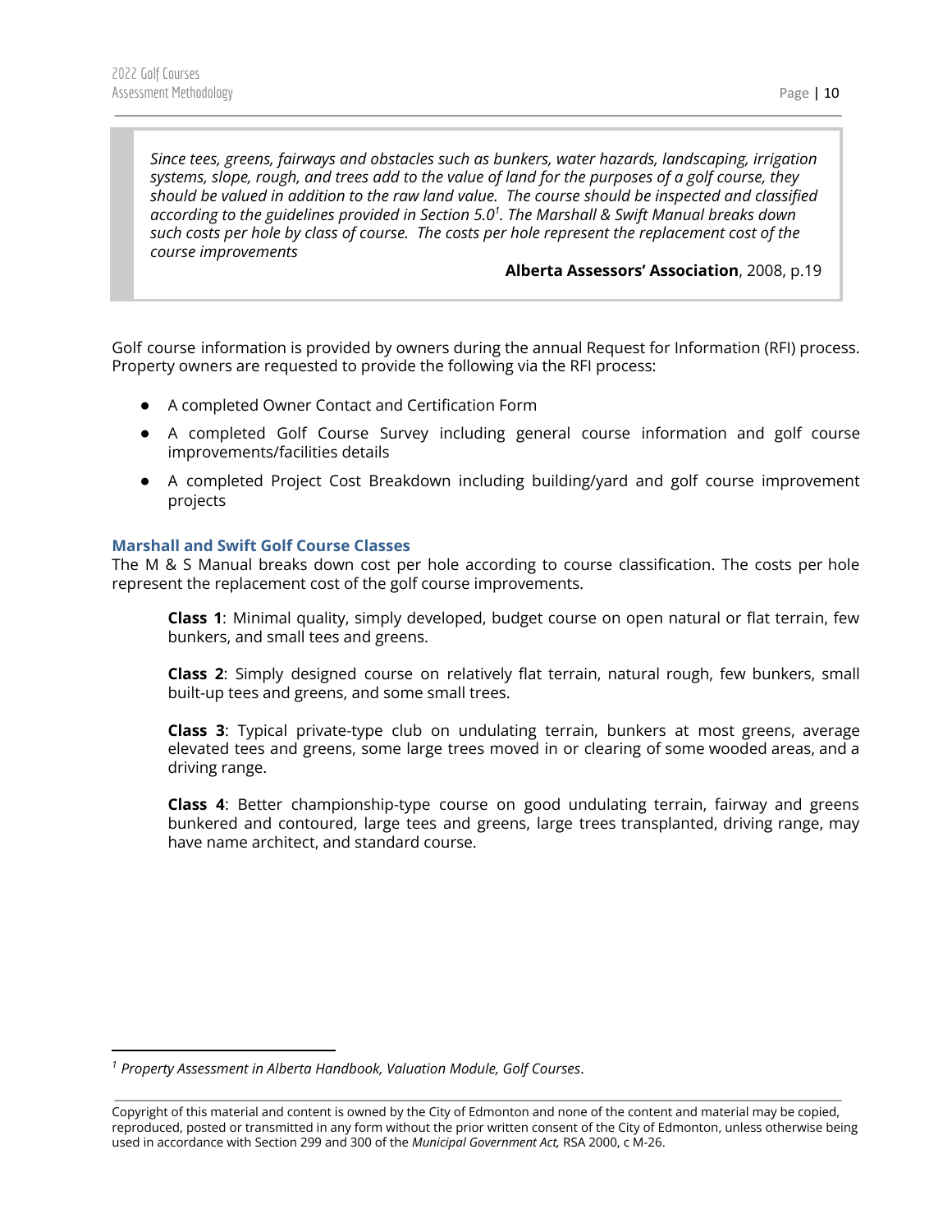> *Since tees, greens, fairways and obstacles such as bunkers, water hazards, landscaping, irrigation systems, slope, rough, and trees add to the value of land for the purposes of a golf course, they should be valued in addition to the raw land value. The course should be inspected and classified according to the guidelines provided in Section 5.0[1]. The Marshall & Swift Manual breaks down such costs per hole by class of course. The costs per hole represent the replacement cost of the course improvements*
>
> **Alberta Assessors' Association**, 2008, p.19

Golf course information is provided by owners during the annual Request for Information (RFI) process. Property owners are requested to provide the following via the RFI process:

- A completed Owner Contact and Certification Form
- A completed Golf Course Survey including general course information and golf course improvements/facilities details
- A completed Project Cost Breakdown including building/yard and golf course improvement projects

### Marshall and Swift Golf Course Classes

The M & S Manual breaks down cost per hole according to course classification. The costs per hole represent the replacement cost of the golf course improvements.

**Class 1**: Minimal quality, simply developed, budget course on open natural or flat terrain, few bunkers, and small tees and greens.

**Class 2**: Simply designed course on relatively flat terrain, natural rough, few bunkers, small built-up tees and greens, and some small trees.

**Class 3**: Typical private-type club on undulating terrain, bunkers at most greens, average elevated tees and greens, some large trees moved in or clearing of some wooded areas, and a driving range.

**Class 4**: Better championship-type course on good undulating terrain, fairway and greens bunkered and contoured, large tees and greens, large trees transplanted, driving range, may have name architect, and standard course.

---

[1] *Property Assessment in Alberta Handbook, Valuation Module, Golf Courses*.

Copyright of this material and content is owned by the City of Edmonton and none of the content and material may be copied, reproduced, posted or transmitted in any form without the prior written consent of the City of Edmonton, unless otherwise being used in accordance with Section 299 and 300 of the *Municipal Government Act,* RSA 2000, c M-26.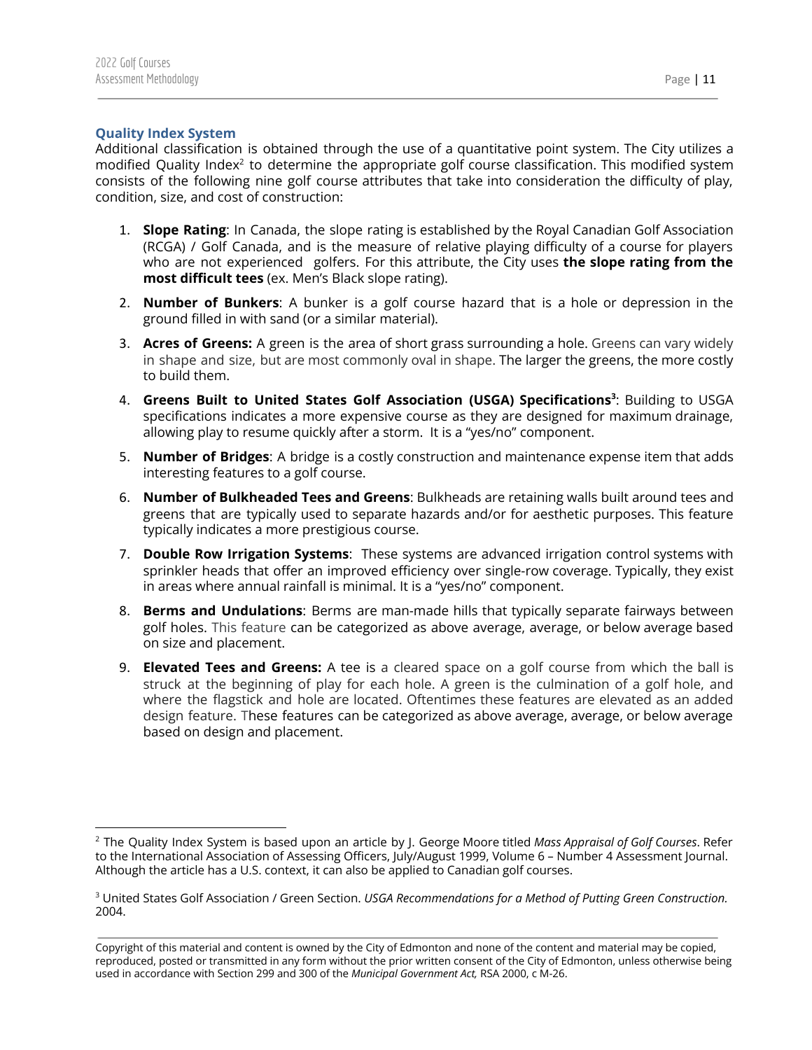### Quality Index System

Additional classification is obtained through the use of a quantitative point system. The City utilizes a modified Quality Index[2] to determine the appropriate golf course classification. This modified system consists of the following nine golf course attributes that take into consideration the difficulty of play, condition, size, and cost of construction:

1. **Slope Rating**: In Canada, the slope rating is established by the Royal Canadian Golf Association (RCGA) / Golf Canada, and is the measure of relative playing difficulty of a course for players who are not experienced golfers. For this attribute, the City uses **the slope rating from the most difficult tees** (ex. Men's Black slope rating).
2. **Number of Bunkers**: A bunker is a golf course hazard that is a hole or depression in the ground filled in with sand (or a similar material).
3. **Acres of Greens:** A green is the area of short grass surrounding a hole. Greens can vary widely in shape and size, but are most commonly oval in shape. The larger the greens, the more costly to build them.
4. **Greens Built to United States Golf Association (USGA) Specifications[3]**: Building to USGA specifications indicates a more expensive course as they are designed for maximum drainage, allowing play to resume quickly after a storm. It is a "yes/no" component.
5. **Number of Bridges**: A bridge is a costly construction and maintenance expense item that adds interesting features to a golf course.
6. **Number of Bulkheaded Tees and Greens**: Bulkheads are retaining walls built around tees and greens that are typically used to separate hazards and/or for aesthetic purposes. This feature typically indicates a more prestigious course.
7. **Double Row Irrigation Systems**: These systems are advanced irrigation control systems with sprinkler heads that offer an improved efficiency over single-row coverage. Typically, they exist in areas where annual rainfall is minimal. It is a "yes/no" component.
8. **Berms and Undulations**: Berms are man-made hills that typically separate fairways between golf holes. This feature can be categorized as above average, average, or below average based on size and placement.
9. **Elevated Tees and Greens:** A tee is a cleared space on a golf course from which the ball is struck at the beginning of play for each hole. A green is the culmination of a golf hole, and where the flagstick and hole are located. Oftentimes these features are elevated as an added design feature. These features can be categorized as above average, average, or below average based on design and placement.

---

[2] The Quality Index System is based upon an article by J. George Moore titled *Mass Appraisal of Golf Courses*. Refer to the International Association of Assessing Officers, July/August 1999, Volume 6 – Number 4 Assessment Journal. Although the article has a U.S. context, it can also be applied to Canadian golf courses.

[3] United States Golf Association / Green Section. *USGA Recommendations for a Method of Putting Green Construction.* 2004.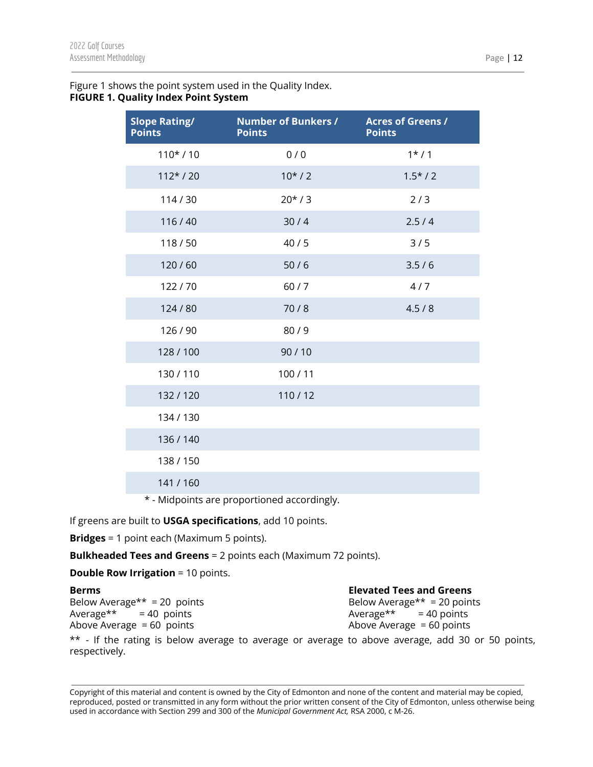Figure 1 shows the point system used in the Quality Index.

**FIGURE 1. Quality Index Point System**

| Slope Rating/ Points | Number of Bunkers / Points | Acres of Greens / Points |
|---|---|---|
| 110* / 10 | 0 / 0 | 1* / 1 |
| 112* / 20 | 10* / 2 | 1.5* / 2 |
| 114 / 30 | 20* / 3 | 2 / 3 |
| 116 / 40 | 30 / 4 | 2.5 / 4 |
| 118 / 50 | 40 / 5 | 3 / 5 |
| 120 / 60 | 50 / 6 | 3.5 / 6 |
| 122 / 70 | 60 / 7 | 4 / 7 |
| 124 / 80 | 70 / 8 | 4.5 / 8 |
| 126 / 90 | 80 / 9 | |
| 128 / 100 | 90 / 10 | |
| 130 / 110 | 100 / 11 | |
| 132 / 120 | 110 / 12 | |
| 134 / 130 | | |
| 136 / 140 | | |
| 138 / 150 | | |
| 141 / 160 | | |

\* - Midpoints are proportioned accordingly.

If greens are built to **USGA specifications**, add 10 points.

**Bridges** = 1 point each (Maximum 5 points).

**Bulkheaded Tees and Greens** = 2 points each (Maximum 72 points).

**Double Row Irrigation** = 10 points.

**Berms**
Below Average** = 20 points
Average** = 40 points
Above Average = 60 points

**Elevated Tees and Greens**
Below Average** = 20 points
Average** = 40 points
Above Average = 60 points

** - If the rating is below average to average or average to above average, add 30 or 50 points, respectively.

Copyright of this material and content is owned by the City of Edmonton and none of the content and material may be copied, reproduced, posted or transmitted in any form without the prior written consent of the City of Edmonton, unless otherwise being used in accordance with Section 299 and 300 of the *Municipal Government Act,* RSA 2000, c M-26.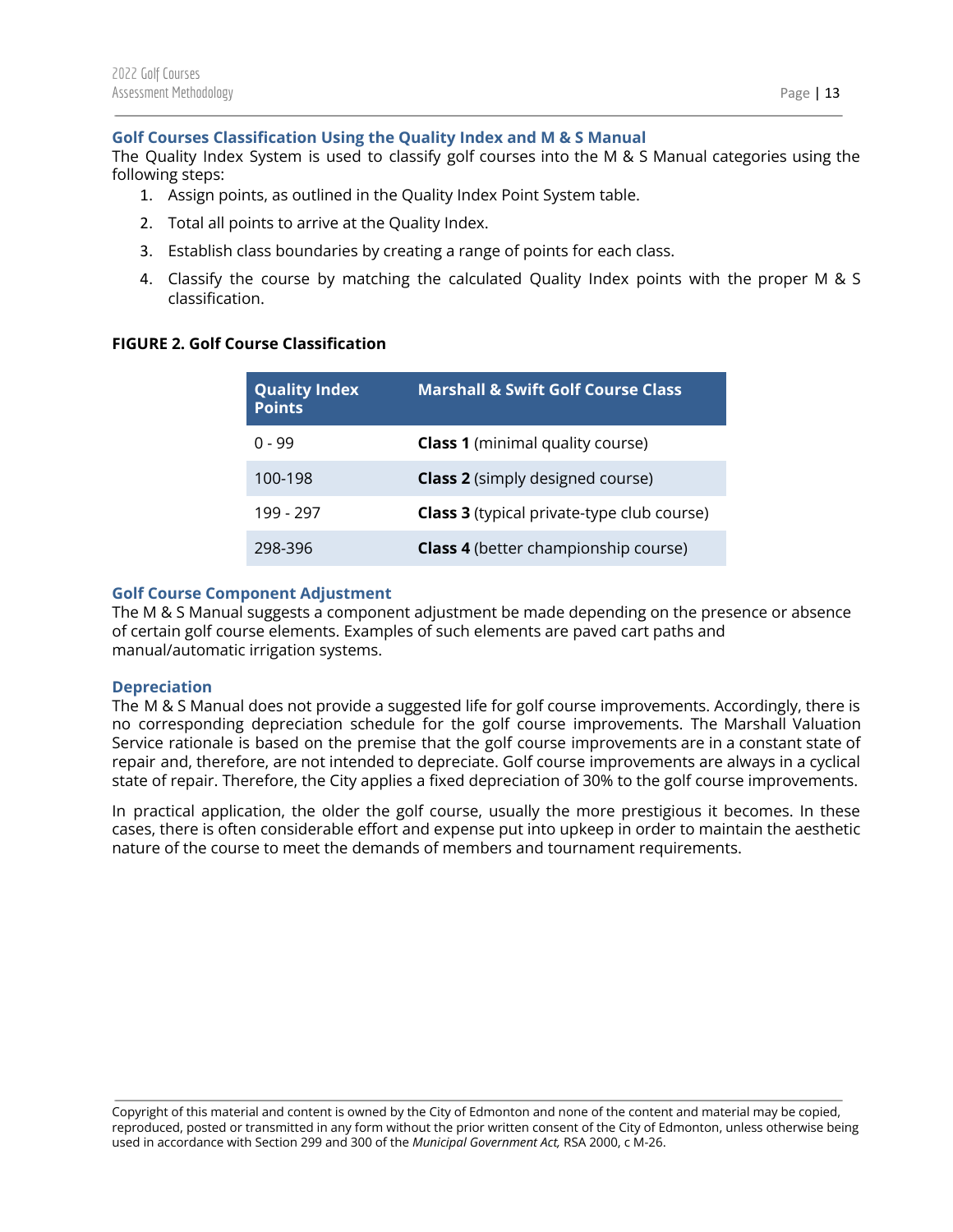## Golf Courses Classification Using the Quality Index and M & S Manual

The Quality Index System is used to classify golf courses into the M & S Manual categories using the following steps:

1. Assign points, as outlined in the Quality Index Point System table.
2. Total all points to arrive at the Quality Index.
3. Establish class boundaries by creating a range of points for each class.
4. Classify the course by matching the calculated Quality Index points with the proper M & S classification.

**FIGURE 2. Golf Course Classification**

| Quality Index Points | Marshall & Swift Golf Course Class |
|---|---|
| 0 - 99 | **Class 1** (minimal quality course) |
| 100-198 | **Class 2** (simply designed course) |
| 199 - 297 | **Class 3** (typical private-type club course) |
| 298-396 | **Class 4** (better championship course) |

## Golf Course Component Adjustment

The M & S Manual suggests a component adjustment be made depending on the presence or absence of certain golf course elements. Examples of such elements are paved cart paths and manual/automatic irrigation systems.

## Depreciation

The M & S Manual does not provide a suggested life for golf course improvements. Accordingly, there is no corresponding depreciation schedule for the golf course improvements. The Marshall Valuation Service rationale is based on the premise that the golf course improvements are in a constant state of repair and, therefore, are not intended to depreciate. Golf course improvements are always in a cyclical state of repair. Therefore, the City applies a fixed depreciation of 30% to the golf course improvements.

In practical application, the older the golf course, usually the more prestigious it becomes. In these cases, there is often considerable effort and expense put into upkeep in order to maintain the aesthetic nature of the course to meet the demands of members and tournament requirements.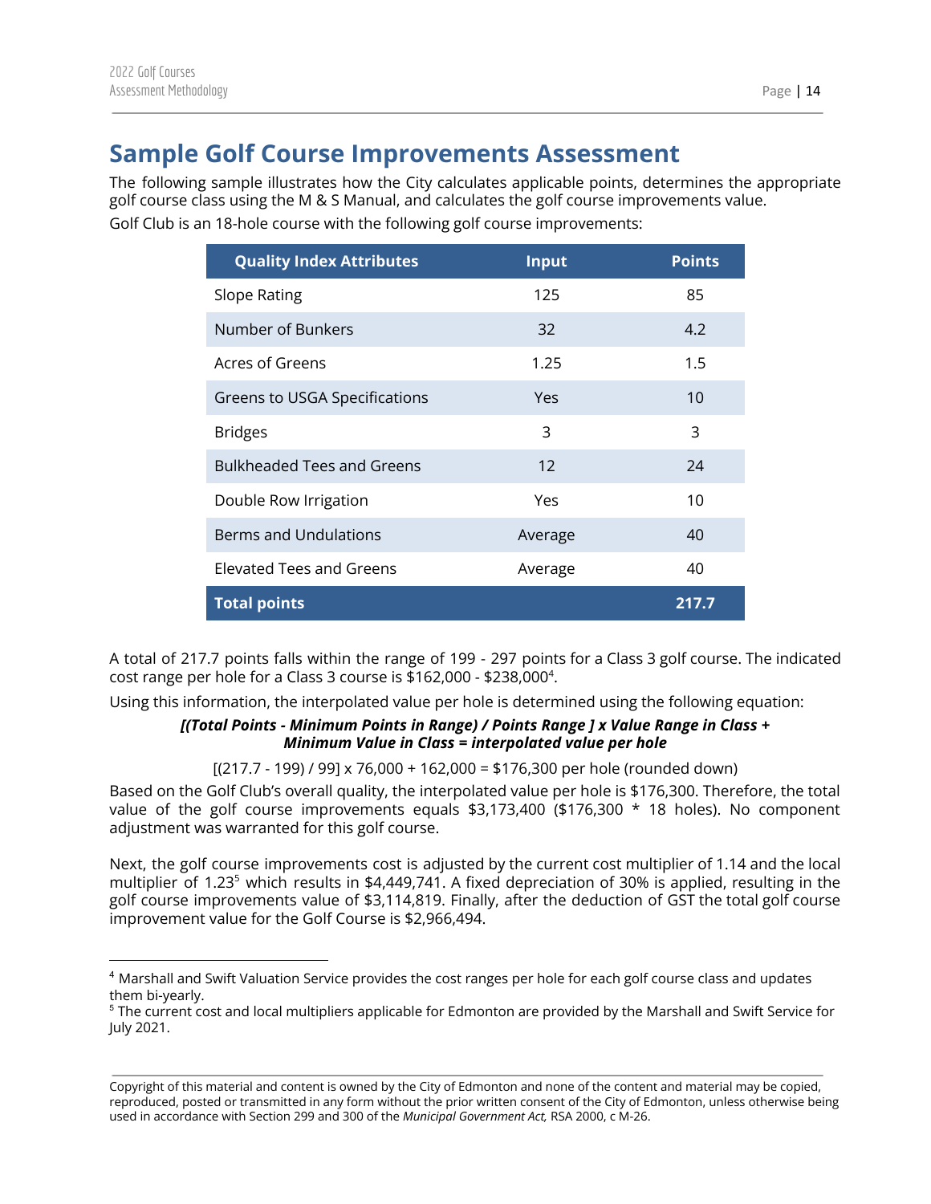## Sample Golf Course Improvements Assessment

The following sample illustrates how the City calculates applicable points, determines the appropriate golf course class using the M & S Manual, and calculates the golf course improvements value.

Golf Club is an 18-hole course with the following golf course improvements:

| Quality Index Attributes | Input | Points |
|---|---|---|
| Slope Rating | 125 | 85 |
| Number of Bunkers | 32 | 4.2 |
| Acres of Greens | 1.25 | 1.5 |
| Greens to USGA Specifications | Yes | 10 |
| Bridges | 3 | 3 |
| Bulkheaded Tees and Greens | 12 | 24 |
| Double Row Irrigation | Yes | 10 |
| Berms and Undulations | Average | 40 |
| Elevated Tees and Greens | Average | 40 |
| **Total points** | | **217.7** |

A total of 217.7 points falls within the range of 199 - 297 points for a Class 3 golf course. The indicated cost range per hole for a Class 3 course is $162,000 - $238,000[4].

Using this information, the interpolated value per hole is determined using the following equation:

***[(Total Points - Minimum Points in Range) / Points Range ] x Value Range in Class + Minimum Value in Class = interpolated value per hole***

[(217.7 - 199) / 99] x 76,000 + 162,000 = $176,300 per hole (rounded down)

Based on the Golf Club's overall quality, the interpolated value per hole is $176,300. Therefore, the total value of the golf course improvements equals $3,173,400 ($176,300 * 18 holes). No component adjustment was warranted for this golf course.

Next, the golf course improvements cost is adjusted by the current cost multiplier of 1.14 and the local multiplier of 1.23[5] which results in $4,449,741. A fixed depreciation of 30% is applied, resulting in the golf course improvements value of $3,114,819. Finally, after the deduction of GST the total golf course improvement value for the Golf Course is $2,966,494.

---

[4] Marshall and Swift Valuation Service provides the cost ranges per hole for each golf course class and updates them bi-yearly.

[5] The current cost and local multipliers applicable for Edmonton are provided by the Marshall and Swift Service for July 2021.

Copyright of this material and content is owned by the City of Edmonton and none of the content and material may be copied, reproduced, posted or transmitted in any form without the prior written consent of the City of Edmonton, unless otherwise being used in accordance with Section 299 and 300 of the *Municipal Government Act,* RSA 2000, c M-26.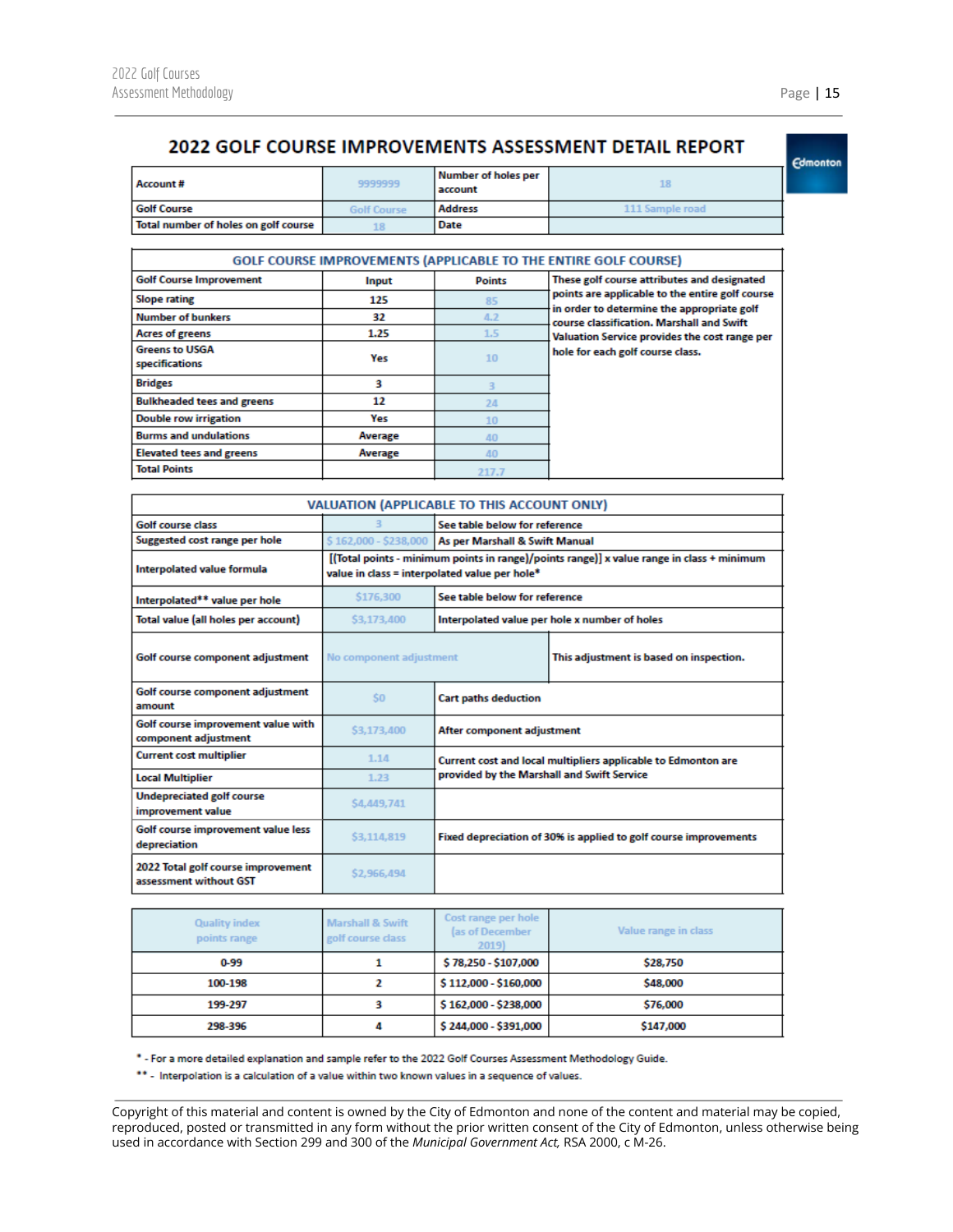## 2022 GOLF COURSE IMPROVEMENTS ASSESSMENT DETAIL REPORT

Edmonton

| | | | |
|---|---|---|---|
| Account # | 9999999 | Number of holes per account | 18 |
| Golf Course | Golf Course | Address | 111 Sample road |
| Total number of holes on golf course | 18 | Date | |

| GOLF COURSE IMPROVEMENTS (APPLICABLE TO THE ENTIRE GOLF COURSE) | | | |
|---|---|---|---|
| Golf Course Improvement | Input | Points | These golf course attributes and designated points are applicable to the entire golf course in order to determine the appropriate golf course classification. Marshall and Swift Valuation Service provides the cost range per hole for each golf course class. |
| Slope rating | 125 | 85 | |
| Number of bunkers | 32 | 4.2 | |
| Acres of greens | 1.25 | 1.5 | |
| Greens to USGA specifications | Yes | 10 | |
| Bridges | 3 | 3 | |
| Bulkheaded tees and greens | 12 | 24 | |
| Double row irrigation | Yes | 10 | |
| Burms and undulations | Average | 40 | |
| Elevated tees and greens | Average | 40 | |
| Total Points | | 217.7 | |

| VALUATION (APPLICABLE TO THIS ACCOUNT ONLY) | | | |
|---|---|---|---|
| Golf course class | 3 | See table below for reference | |
| Suggested cost range per hole | $ 162,000 - $238,000 | As per Marshall & Swift Manual | |
| Interpolated value formula | [(Total points - minimum points in range)/points range)] x value range in class + minimum value in class = interpolated value per hole* | | |
| Interpolated** value per hole | $176,300 | See table below for reference | |
| Total value (all holes per account) | $3,173,400 | Interpolated value per hole x number of holes | |
| Golf course component adjustment | No component adjustment | | This adjustment is based on inspection. |
| Golf course component adjustment amount | $0 | Cart paths deduction | |
| Golf course improvement value with component adjustment | $3,173,400 | After component adjustment | |
| Current cost multiplier | 1.14 | Current cost and local multipliers applicable to Edmonton are provided by the Marshall and Swift Service | |
| Local Multiplier | 1.23 | | |
| Undepreciated golf course improvement value | $4,449,741 | | |
| Golf course improvement value less depreciation | $3,114,819 | Fixed depreciation of 30% is applied to golf course improvements | |
| 2022 Total golf course improvement assessment without GST | $2,966,494 | | |

| Quality index points range | Marshall & Swift golf course class | Cost range per hole (as of December 2019) | Value range in class |
|---|---|---|---|
| 0-99 | 1 | $ 78,250 - $107,000 | $28,750 |
| 100-198 | 2 | $ 112,000 - $160,000 | $48,000 |
| 199-297 | 3 | $ 162,000 - $238,000 | $76,000 |
| 298-396 | 4 | $ 244,000 - $391,000 | $147,000 |

\* - For a more detailed explanation and sample refer to the 2022 Golf Courses Assessment Methodology Guide.

\** - Interpolation is a calculation of a value within two known values in a sequence of values.

Copyright of this material and content is owned by the City of Edmonton and none of the content and material may be copied, reproduced, posted or transmitted in any form without the prior written consent of the City of Edmonton, unless otherwise being used in accordance with Section 299 and 300 of the *Municipal Government Act,* RSA 2000, c M-26.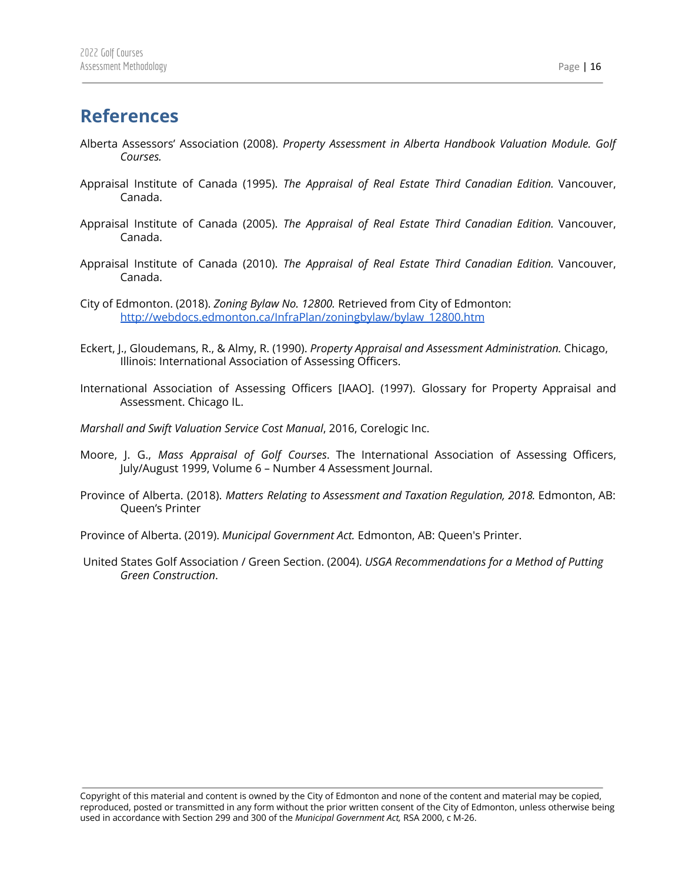# References

Alberta Assessors' Association (2008). *Property Assessment in Alberta Handbook Valuation Module. Golf Courses.*

Appraisal Institute of Canada (1995). *The Appraisal of Real Estate Third Canadian Edition.* Vancouver, Canada.

Appraisal Institute of Canada (2005). *The Appraisal of Real Estate Third Canadian Edition.* Vancouver, Canada.

Appraisal Institute of Canada (2010). *The Appraisal of Real Estate Third Canadian Edition.* Vancouver, Canada.

City of Edmonton. (2018). *Zoning Bylaw No. 12800.* Retrieved from City of Edmonton: [http://webdocs.edmonton.ca/InfraPlan/zoningbylaw/bylaw_12800.htm](http://webdocs.edmonton.ca/InfraPlan/zoningbylaw/bylaw_12800.htm)

Eckert, J., Gloudemans, R., & Almy, R. (1990). *Property Appraisal and Assessment Administration.* Chicago, Illinois: International Association of Assessing Officers.

International Association of Assessing Officers [IAAO]. (1997). Glossary for Property Appraisal and Assessment. Chicago IL.

*Marshall and Swift Valuation Service Cost Manual*, 2016, Corelogic Inc.

Moore, J. G., *Mass Appraisal of Golf Courses*. The International Association of Assessing Officers, July/August 1999, Volume 6 – Number 4 Assessment Journal.

Province of Alberta. (2018). *Matters Relating to Assessment and Taxation Regulation, 2018.* Edmonton, AB: Queen's Printer

Province of Alberta. (2019). *Municipal Government Act.* Edmonton, AB: Queen's Printer.

United States Golf Association / Green Section. (2004). *USGA Recommendations for a Method of Putting Green Construction*.

Copyright of this material and content is owned by the City of Edmonton and none of the content and material may be copied, reproduced, posted or transmitted in any form without the prior written consent of the City of Edmonton, unless otherwise being used in accordance with Section 299 and 300 of the *Municipal Government Act,* RSA 2000, c M-26.